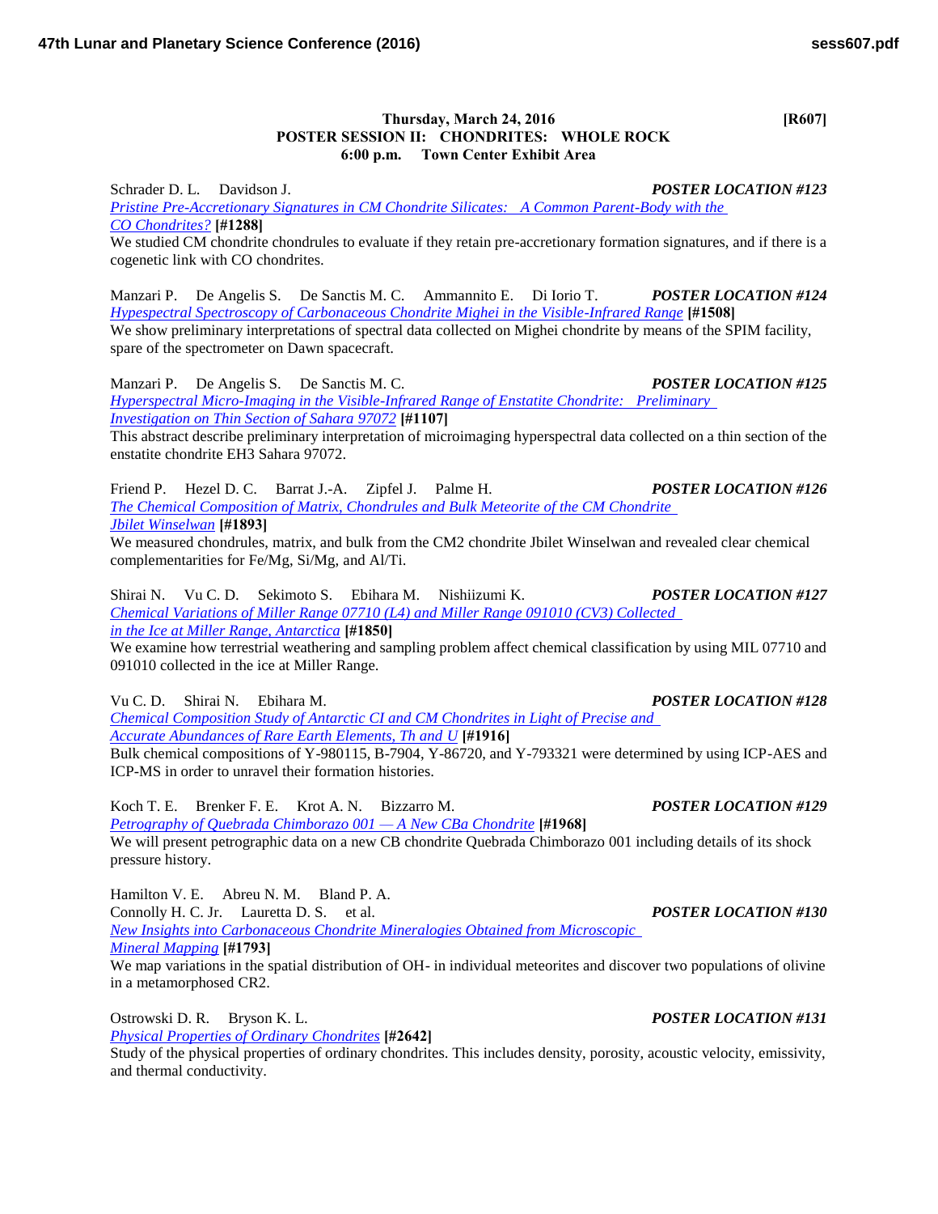**Thursday, March 24, 2016 [R607]**
**POSTER SESSION II: CHONDRITES: WHOLE ROCK**
**6:00 p.m. Town Center Exhibit Area**

Schrader D. L. Davidson J. ***POSTER LOCATION #123***
*Pristine Pre-Accretionary Signatures in CM Chondrite Silicates: A Common Parent-Body with the CO Chondrites?* **[#1288]**
We studied CM chondrite chondrules to evaluate if they retain pre-accretionary formation signatures, and if there is a cogenetic link with CO chondrites.

Manzari P. De Angelis S. De Sanctis M. C. Ammannito E. Di Iorio T. ***POSTER LOCATION #124***
*Hypespectral Spectroscopy of Carbonaceous Chondrite Mighei in the Visible-Infrared Range* **[#1508]**
We show preliminary interpretations of spectral data collected on Mighei chondrite by means of the SPIM facility, spare of the spectrometer on Dawn spacecraft.

Manzari P. De Angelis S. De Sanctis M. C. ***POSTER LOCATION #125***
*Hyperspectral Micro-Imaging in the Visible-Infrared Range of Enstatite Chondrite: Preliminary Investigation on Thin Section of Sahara 97072* **[#1107]**
This abstract describe preliminary interpretation of microimaging hyperspectral data collected on a thin section of the enstatite chondrite EH3 Sahara 97072.

Friend P. Hezel D. C. Barrat J.-A. Zipfel J. Palme H. ***POSTER LOCATION #126***
*The Chemical Composition of Matrix, Chondrules and Bulk Meteorite of the CM Chondrite Jbilet Winselwan* **[#1893]**
We measured chondrules, matrix, and bulk from the CM2 chondrite Jbilet Winselwan and revealed clear chemical complementarities for Fe/Mg, Si/Mg, and Al/Ti.

Shirai N. Vu C. D. Sekimoto S. Ebihara M. Nishiizumi K. ***POSTER LOCATION #127***
*Chemical Variations of Miller Range 07710 (L4) and Miller Range 091010 (CV3) Collected in the Ice at Miller Range, Antarctica* **[#1850]**
We examine how terrestrial weathering and sampling problem affect chemical classification by using MIL 07710 and 091010 collected in the ice at Miller Range.

Vu C. D. Shirai N. Ebihara M. ***POSTER LOCATION #128***
*Chemical Composition Study of Antarctic CI and CM Chondrites in Light of Precise and Accurate Abundances of Rare Earth Elements, Th and U* **[#1916]**
Bulk chemical compositions of Y-980115, B-7904, Y-86720, and Y-793321 were determined by using ICP-AES and ICP-MS in order to unravel their formation histories.

Koch T. E. Brenker F. E. Krot A. N. Bizzarro M. ***POSTER LOCATION #129***
*Petrography of Quebrada Chimborazo 001 — A New CBa Chondrite* **[#1968]**
We will present petrographic data on a new CB chondrite Quebrada Chimborazo 001 including details of its shock pressure history.

Hamilton V. E. Abreu N. M. Bland P. A.
Connolly H. C. Jr. Lauretta D. S. et al. ***POSTER LOCATION #130***
*New Insights into Carbonaceous Chondrite Mineralogies Obtained from Microscopic Mineral Mapping* **[#1793]**
We map variations in the spatial distribution of OH- in individual meteorites and discover two populations of olivine in a metamorphosed CR2.

Ostrowski D. R. Bryson K. L. ***POSTER LOCATION #131***
*Physical Properties of Ordinary Chondrites* **[#2642]**
Study of the physical properties of ordinary chondrites. This includes density, porosity, acoustic velocity, emissivity, and thermal conductivity.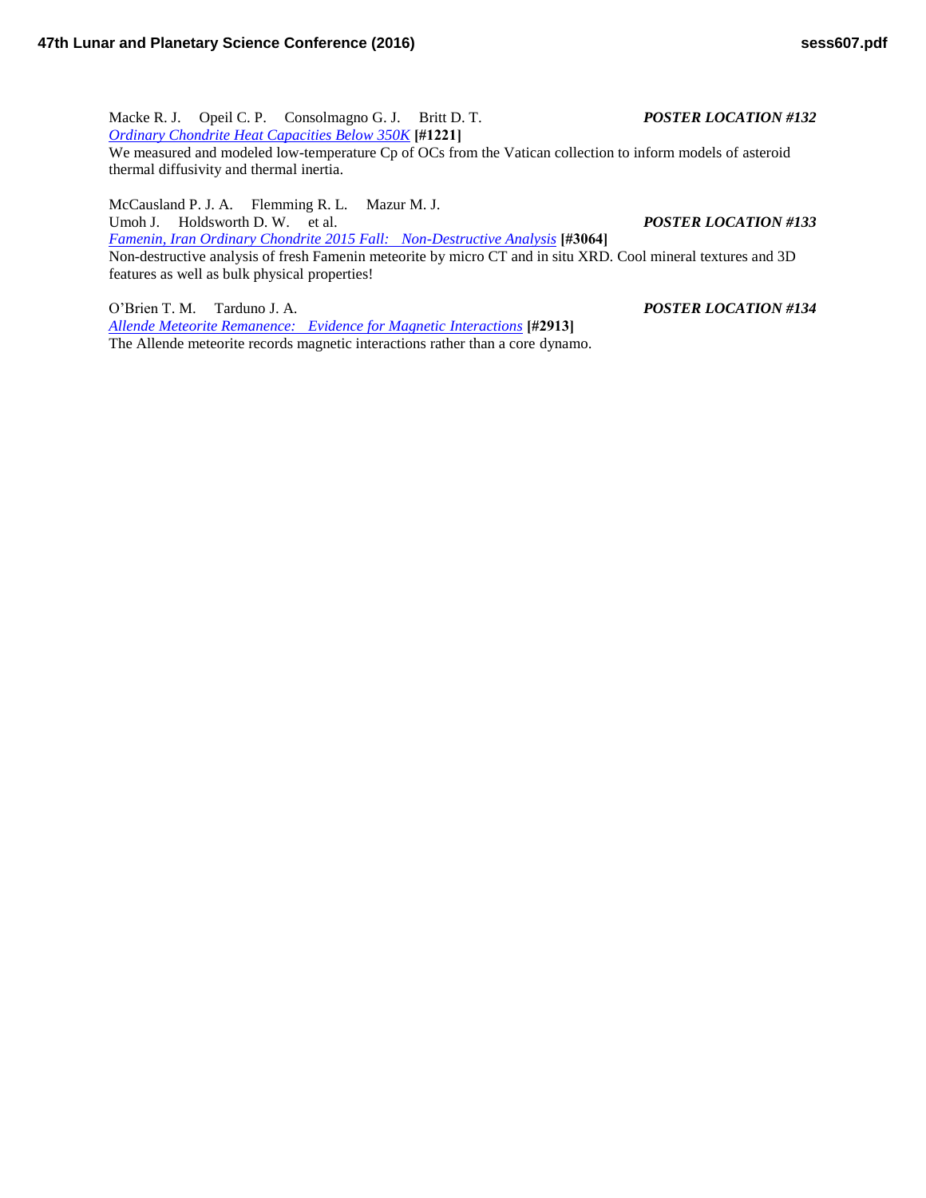Macke R. J.   Opeil C. P.   Consolmagno G. J.   Britt D. T.   ***POSTER LOCATION #132***

*Ordinary Chondrite Heat Capacities Below 350K* **[#1221]**

We measured and modeled low-temperature Cp of OCs from the Vatican collection to inform models of asteroid thermal diffusivity and thermal inertia.

McCausland P. J. A.   Flemming R. L.   Mazur M. J.
Umoh J.   Holdsworth D. W.   et al.   ***POSTER LOCATION #133***

*Famenin, Iran Ordinary Chondrite 2015 Fall:  Non-Destructive Analysis* **[#3064]**

Non-destructive analysis of fresh Famenin meteorite by micro CT and in situ XRD. Cool mineral textures and 3D features as well as bulk physical properties!

O'Brien T. M.   Tarduno J. A.   ***POSTER LOCATION #134***

*Allende Meteorite Remanence:  Evidence for Magnetic Interactions* **[#2913]**

The Allende meteorite records magnetic interactions rather than a core dynamo.